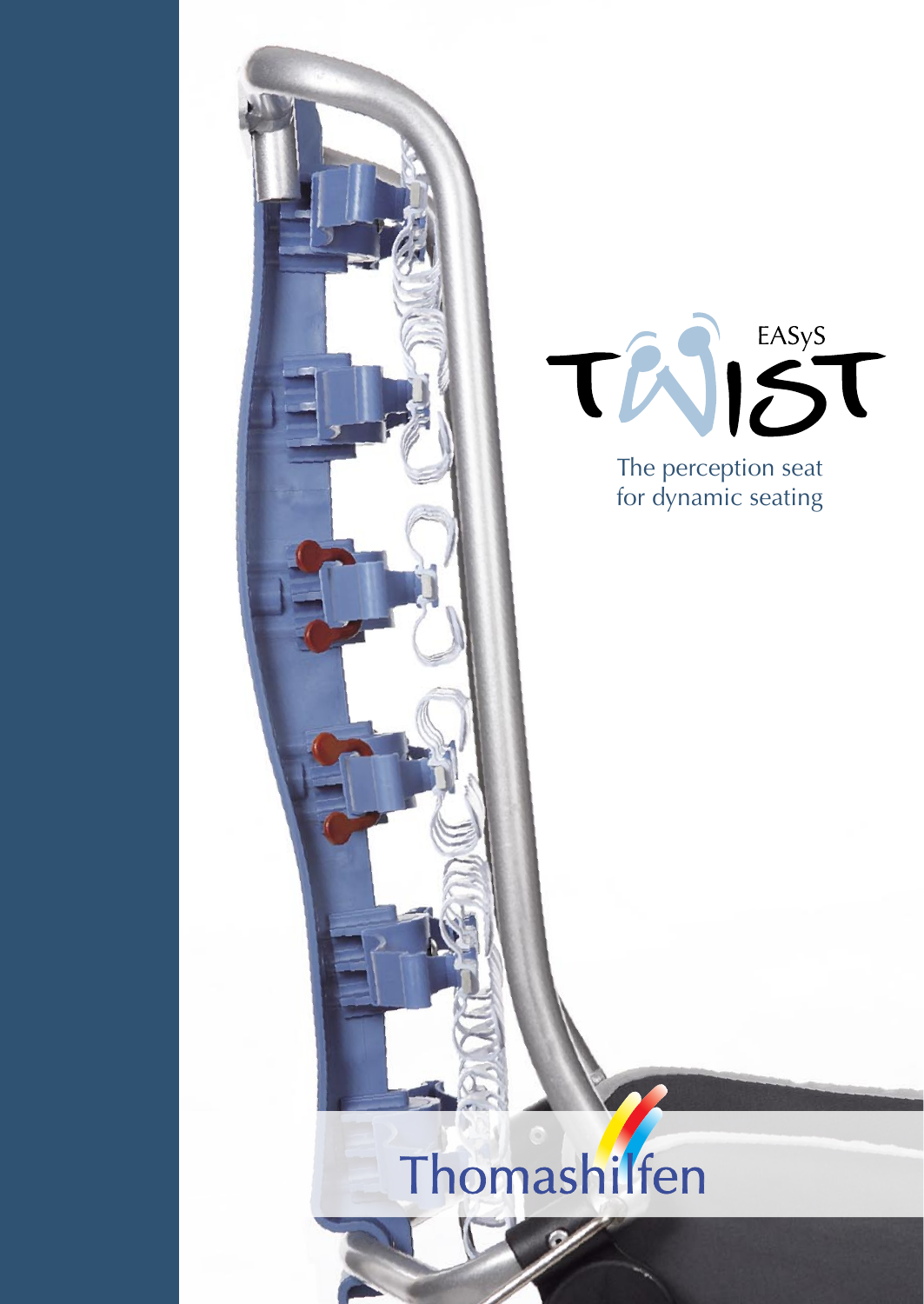# EASyS TWIST

The perception seat
for dynamic seating

Thomashilfen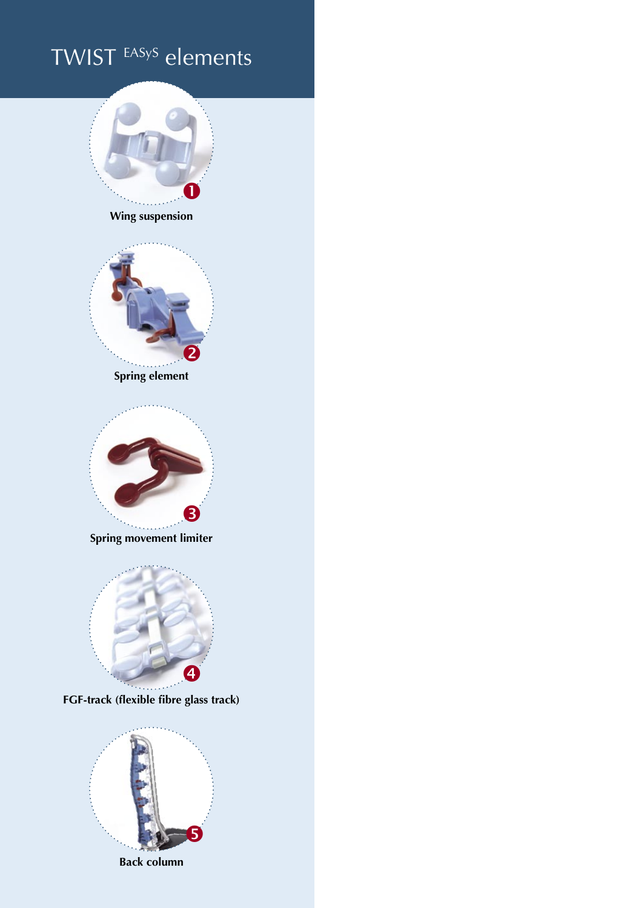# TWIST EASyS elements

1 Wing suspension

2 Spring element

3 Spring movement limiter

4 FGF-track (flexible fibre glass track)

5 Back column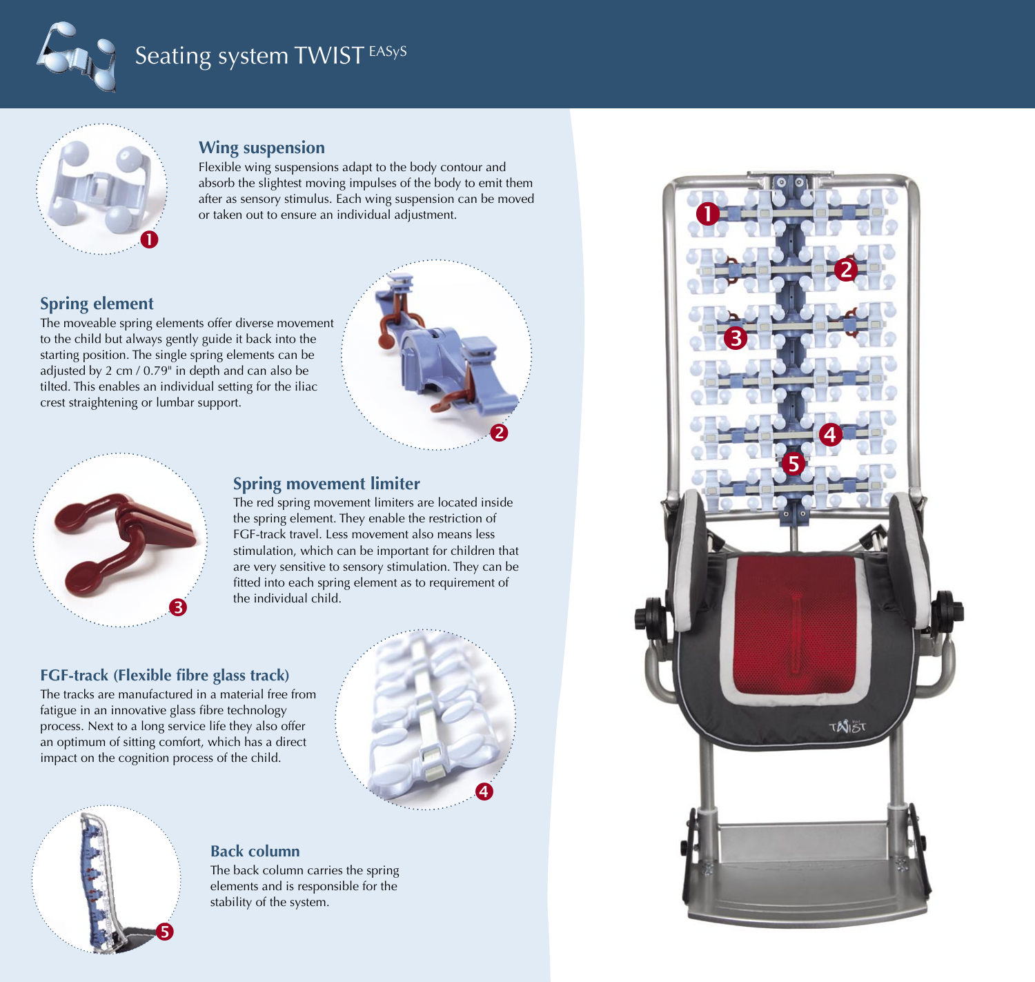# Seating system TWIST EASyS

## Wing suspension

Flexible wing suspensions adapt to the body contour and absorb the slightest moving impulses of the body to emit them after as sensory stimulus. Each wing suspension can be moved or taken out to ensure an individual adjustment.

## Spring element

The moveable spring elements offer diverse movement to the child but always gently guide it back into the starting position. The single spring elements can be adjusted by 2 cm / 0.79" in depth and can also be tilted. This enables an individual setting for the iliac crest straightening or lumbar support.

## Spring movement limiter

The red spring movement limiters are located inside the spring element. They enable the restriction of FGF-track travel. Less movement also means less stimulation, which can be important for children that are very sensitive to sensory stimulation. They can be fitted into each spring element as to requirement of the individual child.

## FGF-track (Flexible fibre glass track)

The tracks are manufactured in a material free from fatigue in an innovative glass fibre technology process. Next to a long service life they also offer an optimum of sitting comfort, which has a direct impact on the cognition process of the child.

## Back column

The back column carries the spring elements and is responsible for the stability of the system.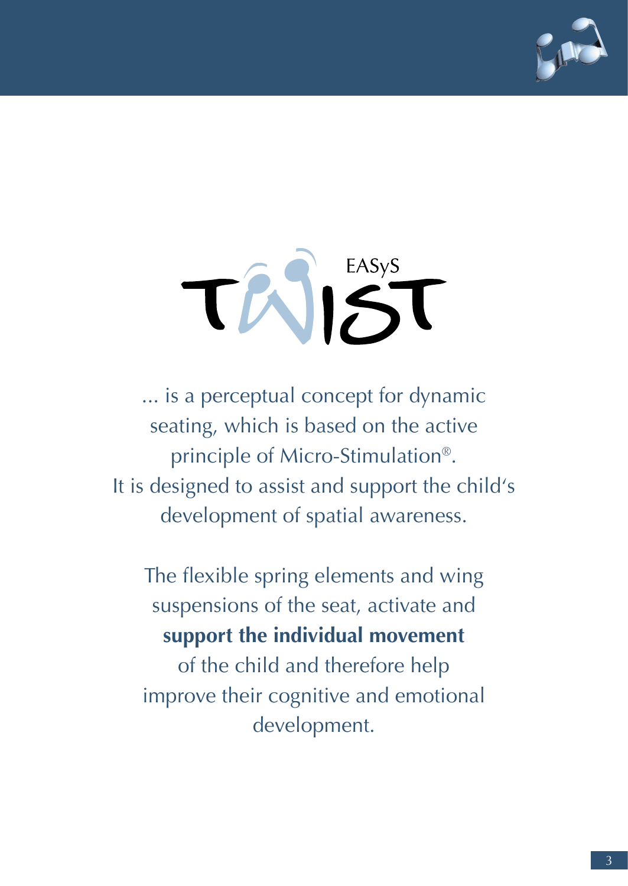# EASyS TWIST

... is a perceptual concept for dynamic seating, which is based on the active principle of Micro-Stimulation®. It is designed to assist and support the child's development of spatial awareness.

The flexible spring elements and wing suspensions of the seat, activate and **support the individual movement** of the child and therefore help improve their cognitive and emotional development.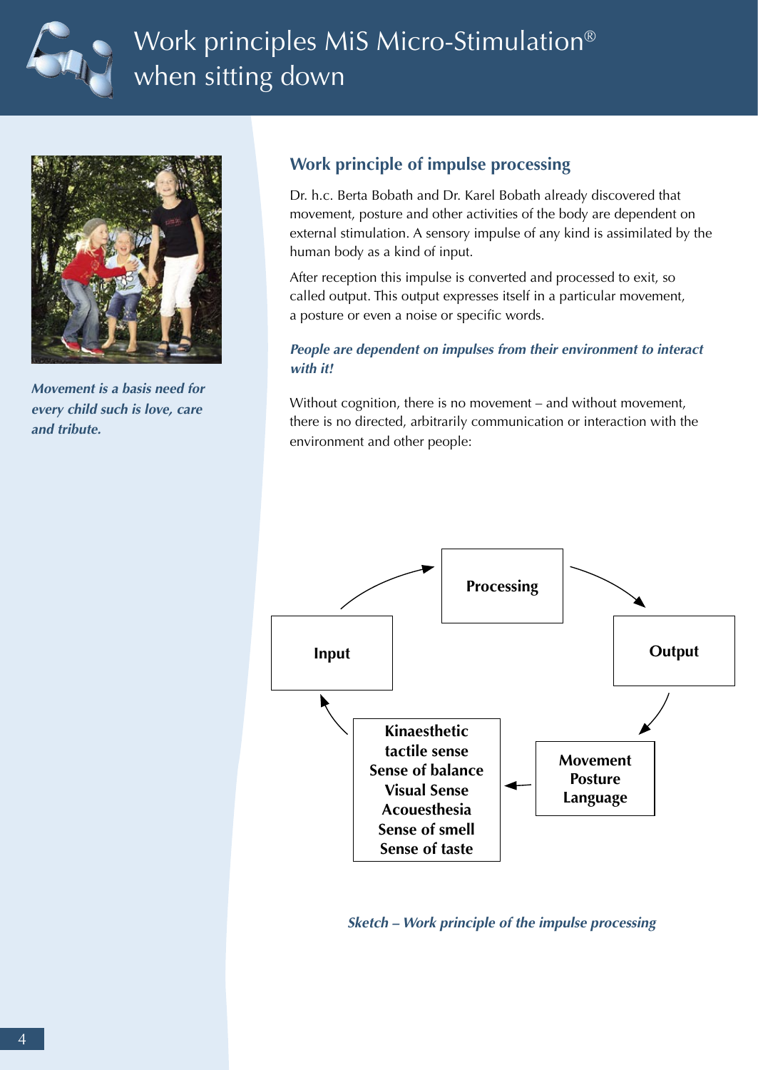# Work principles MiS Micro-Stimulation® when sitting down

*Movement is a basis need for every child such is love, care and tribute.*

## Work principle of impulse processing

Dr. h.c. Berta Bobath and Dr. Karel Bobath already discovered that movement, posture and other activities of the body are dependent on external stimulation. A sensory impulse of any kind is assimilated by the human body as a kind of input.

After reception this impulse is converted and processed to exit, so called output. This output expresses itself in a particular movement, a posture or even a noise or specific words.

***People are dependent on impulses from their environment to interact with it!***

Without cognition, there is no movement – and without movement, there is no directed, arbitrarily communication or interaction with the environment and other people:

**Processing**

**Input**

**Output**

**Kinaesthetic**
**tactile sense**
**Sense of balance**
**Visual Sense**
**Acouesthesia**
**Sense of smell**
**Sense of taste**

**Movement**
**Posture**
**Language**

*Sketch – Work principle of the impulse processing*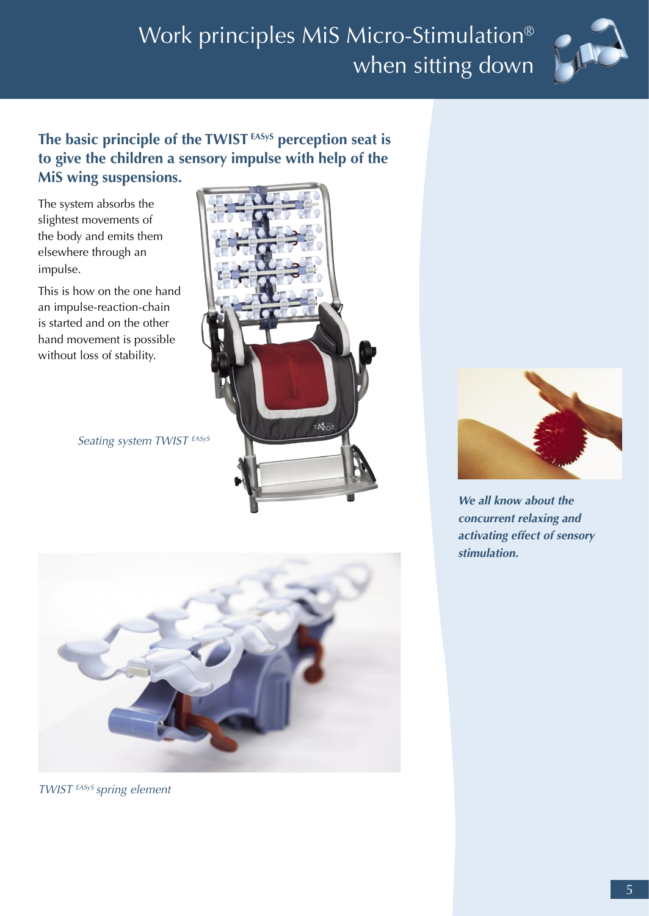# Work principles MiS Micro-Stimulation® when sitting down

**The basic principle of the TWIST EASyS perception seat is to give the children a sensory impulse with help of the MiS wing suspensions.**

The system absorbs the slightest movements of the body and emits them elsewhere through an impulse.

This is how on the one hand an impulse-reaction-chain is started and on the other hand movement is possible without loss of stability.

*Seating system TWIST EASyS*

*TWIST EASyS spring element*

***We all know about the concurrent relaxing and activating effect of sensory stimulation.***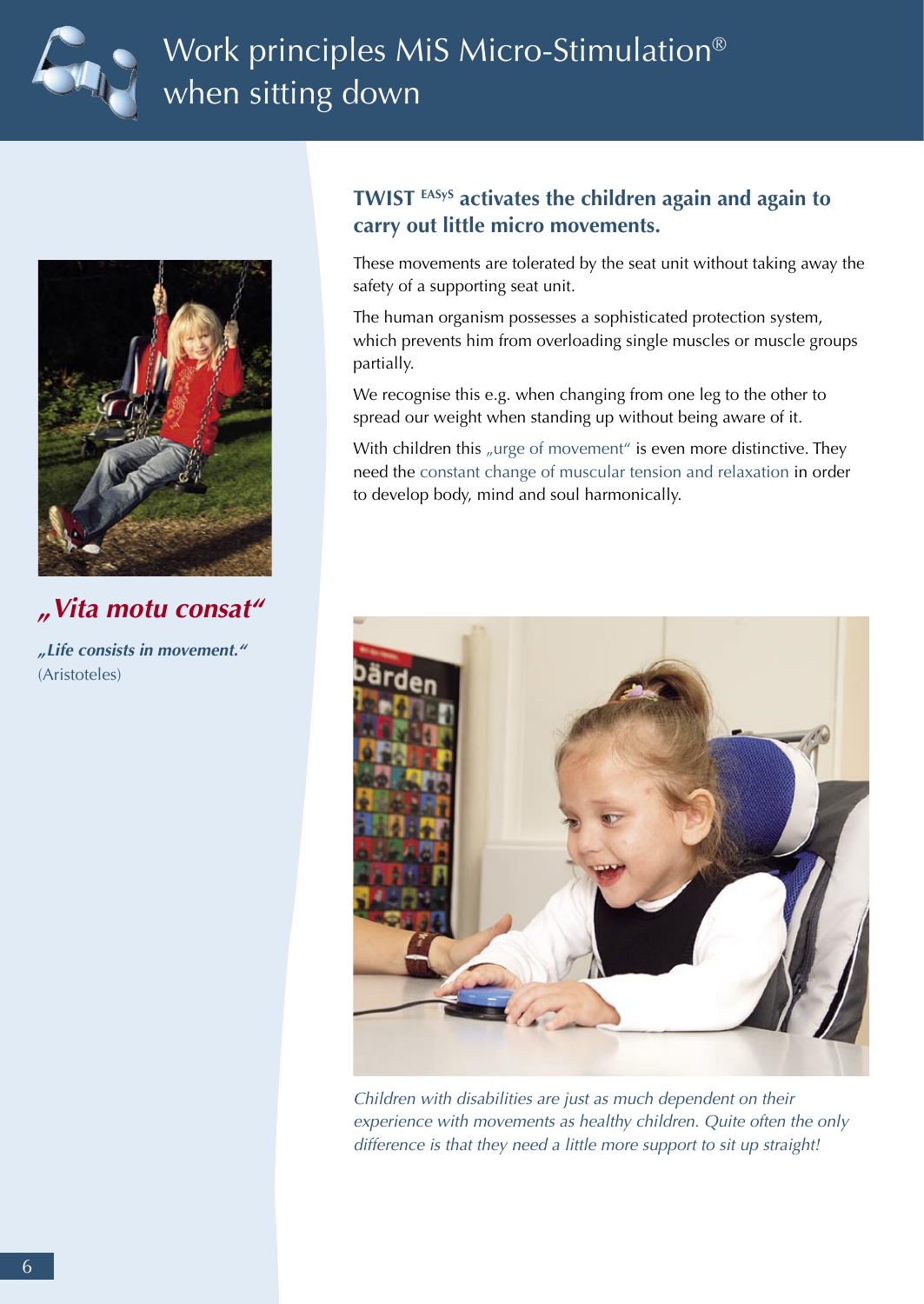# Work principles MiS Micro-Stimulation® when sitting down

## TWIST [EASyS] activates the children again and again to carry out little micro movements.

These movements are tolerated by the seat unit without taking away the safety of a supporting seat unit.

The human organism possesses a sophisticated protection system, which prevents him from overloading single muscles or muscle groups partially.

We recognise this e.g. when changing from one leg to the other to spread our weight when standing up without being aware of it.

With children this „urge of movement“ is even more distinctive. They need the constant change of muscular tension and relaxation in order to develop body, mind and soul harmonically.

***„Vita motu consat“***

***„Life consists in movement.“***
(Aristoteles)

*Children with disabilities are just as much dependent on their experience with movements as healthy children. Quite often the only difference is that they need a little more support to sit up straight!*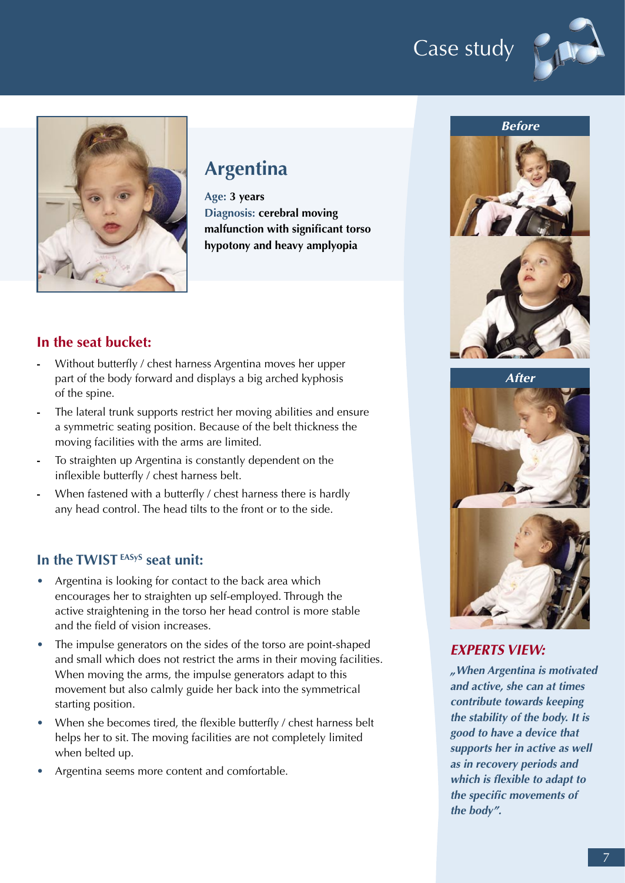# Argentina

**Age:** **3 years**
**Diagnosis:** **cerebral moving malfunction with significant torso hypotony and heavy amplyopia**

## In the seat bucket:

- Without butterfly / chest harness Argentina moves her upper part of the body forward and displays a big arched kyphosis of the spine.
- The lateral trunk supports restrict her moving abilities and ensure a symmetric seating position. Because of the belt thickness the moving facilities with the arms are limited.
- To straighten up Argentina is constantly dependent on the inflexible butterfly / chest harness belt.
- When fastened with a butterfly / chest harness there is hardly any head control. The head tilts to the front or to the side.

## In the TWIST EASyS seat unit:

- Argentina is looking for contact to the back area which encourages her to straighten up self-employed. Through the active straightening in the torso her head control is more stable and the field of vision increases.
- The impulse generators on the sides of the torso are point-shaped and small which does not restrict the arms in their moving facilities. When moving the arms, the impulse generators adapt to this movement but also calmly guide her back into the symmetrical starting position.
- When she becomes tired, the flexible butterfly / chest harness belt helps her to sit. The moving facilities are not completely limited when belted up.
- Argentina seems more content and comfortable.

*Before*

*After*

## *EXPERTS VIEW:*

***„When Argentina is motivated and active, she can at times contribute towards keeping the stability of the body. It is good to have a device that supports her in active as well as in recovery periods and which is flexible to adapt to the specific movements of the body".***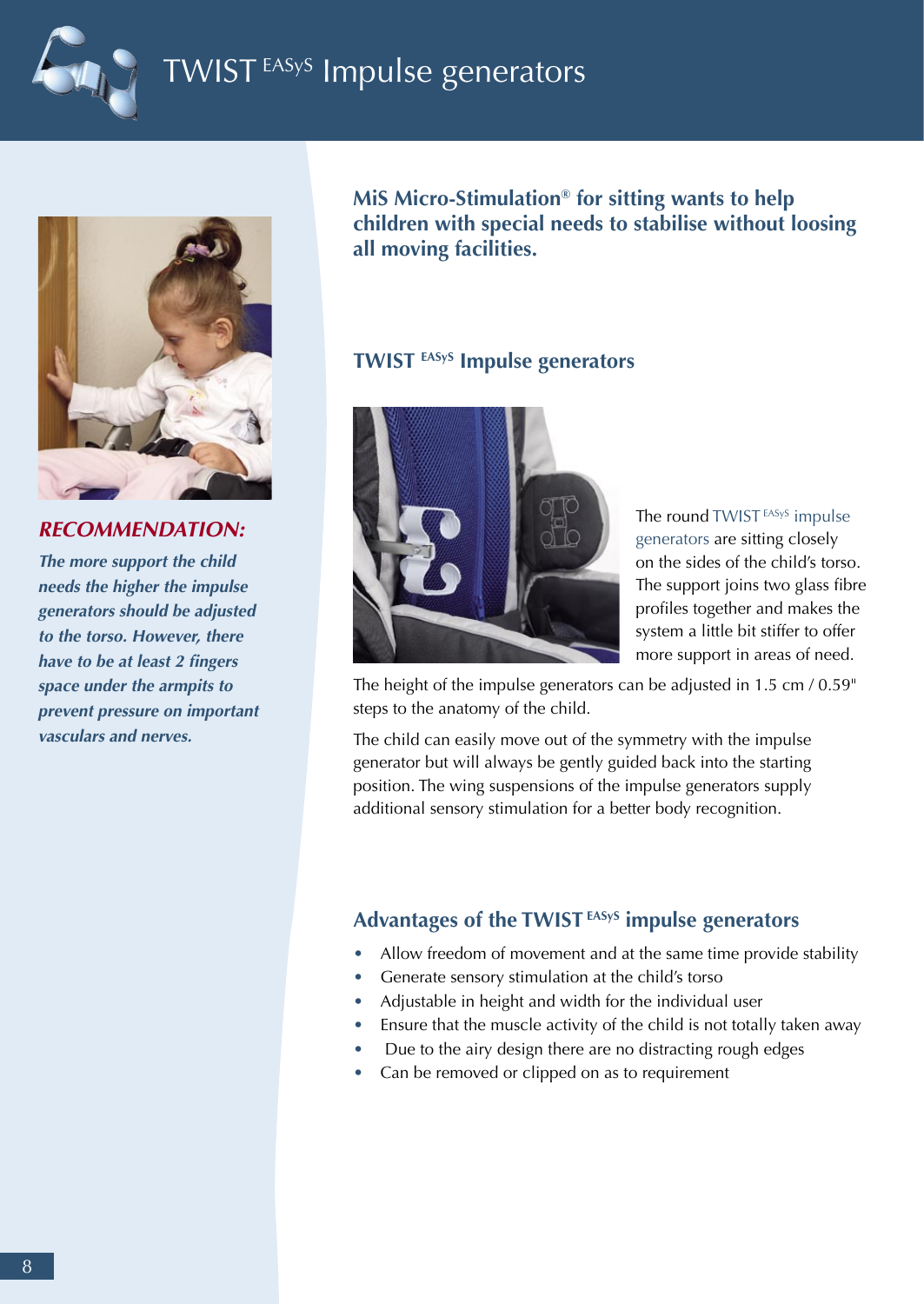# TWIST EASyS Impulse generators

## RECOMMENDATION:

***The more support the child needs the higher the impulse generators should be adjusted to the torso. However, there have to be at least 2 fingers space under the armpits to prevent pressure on important vasculars and nerves.***

**MiS Micro-Stimulation® for sitting wants to help children with special needs to stabilise without loosing all moving facilities.**

## TWIST EASyS Impulse generators

The round TWIST EASyS impulse generators are sitting closely on the sides of the child's torso. The support joins two glass fibre profiles together and makes the system a little bit stiffer to offer more support in areas of need.

The height of the impulse generators can be adjusted in 1.5 cm / 0.59" steps to the anatomy of the child.

The child can easily move out of the symmetry with the impulse generator but will always be gently guided back into the starting position. The wing suspensions of the impulse generators supply additional sensory stimulation for a better body recognition.

## Advantages of the TWIST EASyS impulse generators

- Allow freedom of movement and at the same time provide stability
- Generate sensory stimulation at the child's torso
- Adjustable in height and width for the individual user
- Ensure that the muscle activity of the child is not totally taken away
- Due to the airy design there are no distracting rough edges
- Can be removed or clipped on as to requirement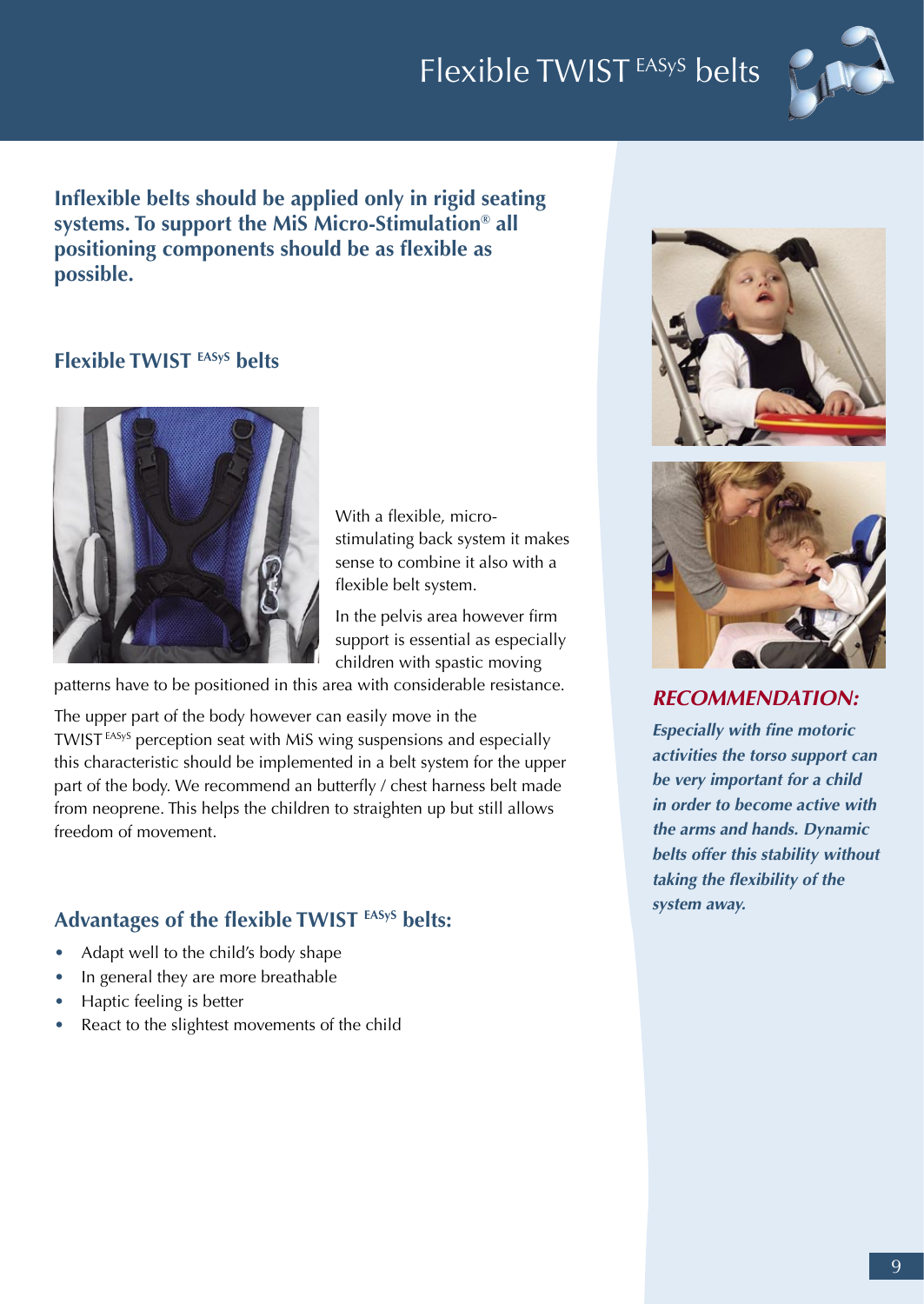# Flexible TWIST EASyS belts

**Inflexible belts should be applied only in rigid seating systems. To support the MiS Micro-Stimulation® all positioning components should be as flexible as possible.**

## Flexible TWIST EASyS belts

With a flexible, micro-stimulating back system it makes sense to combine it also with a flexible belt system.

In the pelvis area however firm support is essential as especially children with spastic moving patterns have to be positioned in this area with considerable resistance.

The upper part of the body however can easily move in the TWIST EASyS perception seat with MiS wing suspensions and especially this characteristic should be implemented in a belt system for the upper part of the body. We recommend an butterfly / chest harness belt made from neoprene. This helps the children to straighten up but still allows freedom of movement.

## Advantages of the flexible TWIST EASyS belts:

- Adapt well to the child's body shape
- In general they are more breathable
- Haptic feeling is better
- React to the slightest movements of the child

***RECOMMENDATION:***

***Especially with fine motoric activities the torso support can be very important for a child in order to become active with the arms and hands. Dynamic belts offer this stability without taking the flexibility of the system away.***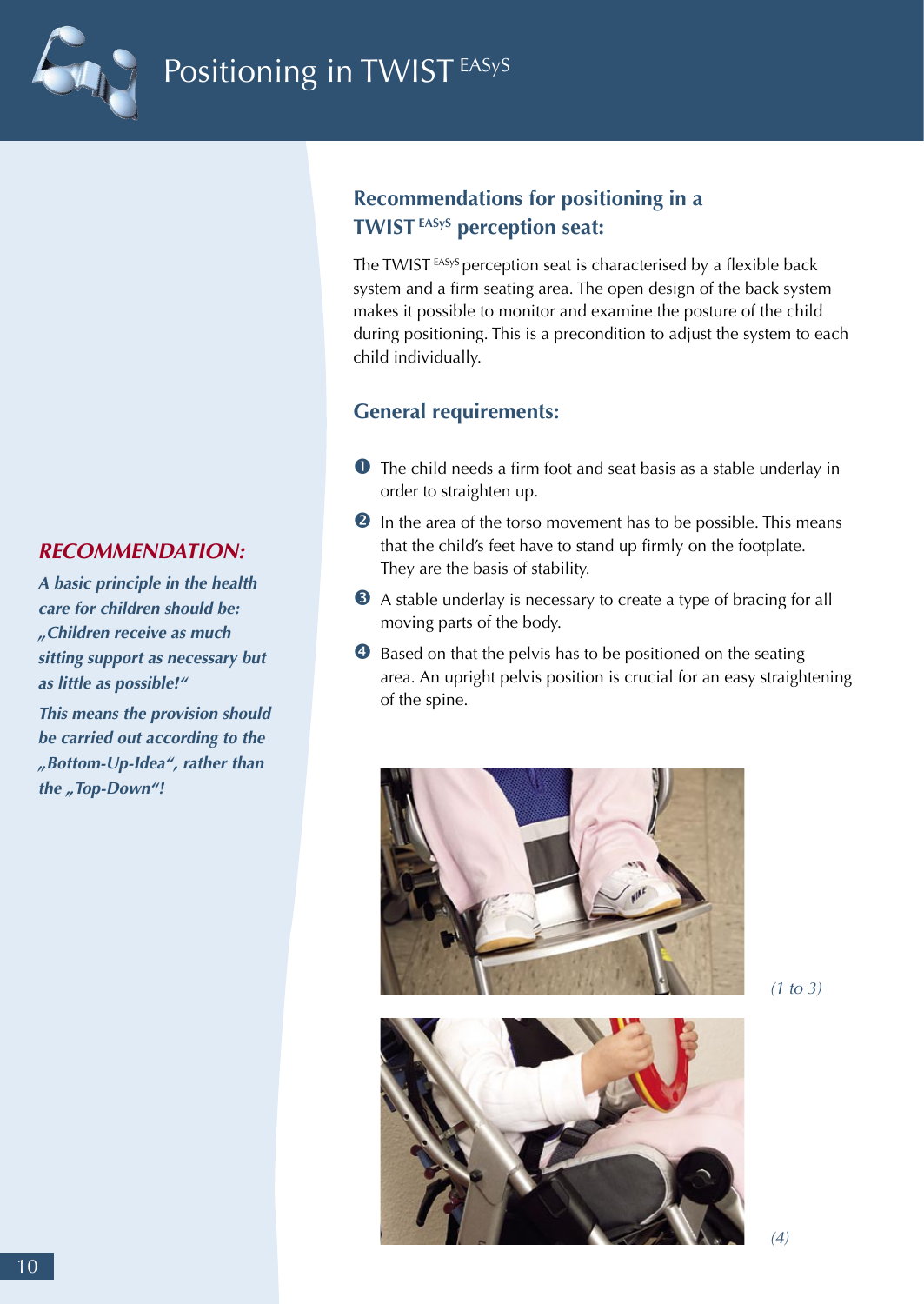# Positioning in TWIST [EASyS]

## Recommendations for positioning in a TWIST [EASyS] perception seat:

The TWIST [EASyS] perception seat is characterised by a flexible back system and a firm seating area. The open design of the back system makes it possible to monitor and examine the posture of the child during positioning. This is a precondition to adjust the system to each child individually.

## General requirements:

1. The child needs a firm foot and seat basis as a stable underlay in order to straighten up.
2. In the area of the torso movement has to be possible. This means that the child's feet have to stand up firmly on the footplate. They are the basis of stability.
3. A stable underlay is necessary to create a type of bracing for all moving parts of the body.
4. Based on that the pelvis has to be positioned on the seating area. An upright pelvis position is crucial for an easy straightening of the spine.

***RECOMMENDATION:***

***A basic principle in the health care for children should be: „Children receive as much sitting support as necessary but as little as possible!“***

***This means the provision should be carried out according to the „Bottom-Up-Idea“, rather than the „Top-Down“!***

*(1 to 3)*

*(4)*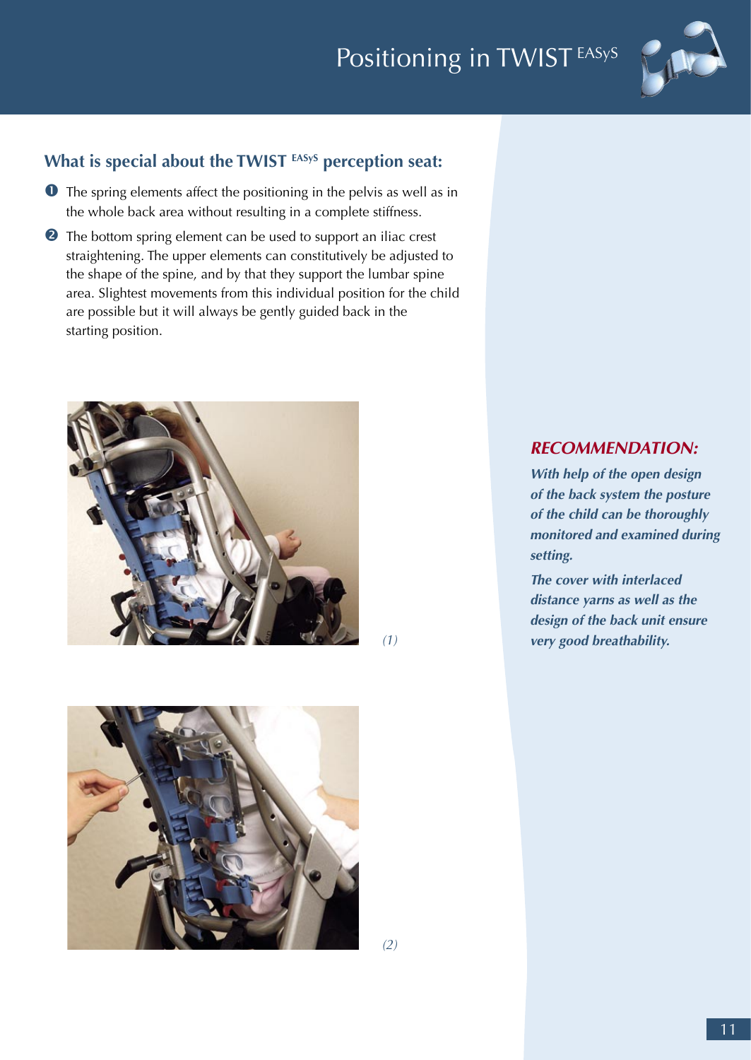# Positioning in TWIST EASyS

## What is special about the TWIST EASyS perception seat:

1. The spring elements affect the positioning in the pelvis as well as in the whole back area without resulting in a complete stiffness.
2. The bottom spring element can be used to support an iliac crest straightening. The upper elements can constitutively be adjusted to the shape of the spine, and by that they support the lumbar spine area. Slightest movements from this individual position for the child are possible but it will always be gently guided back in the starting position.

*(1)*

*(2)*

***RECOMMENDATION:***

***With help of the open design of the back system the posture of the child can be thoroughly monitored and examined during setting.***

***The cover with interlaced distance yarns as well as the design of the back unit ensure very good breathability.***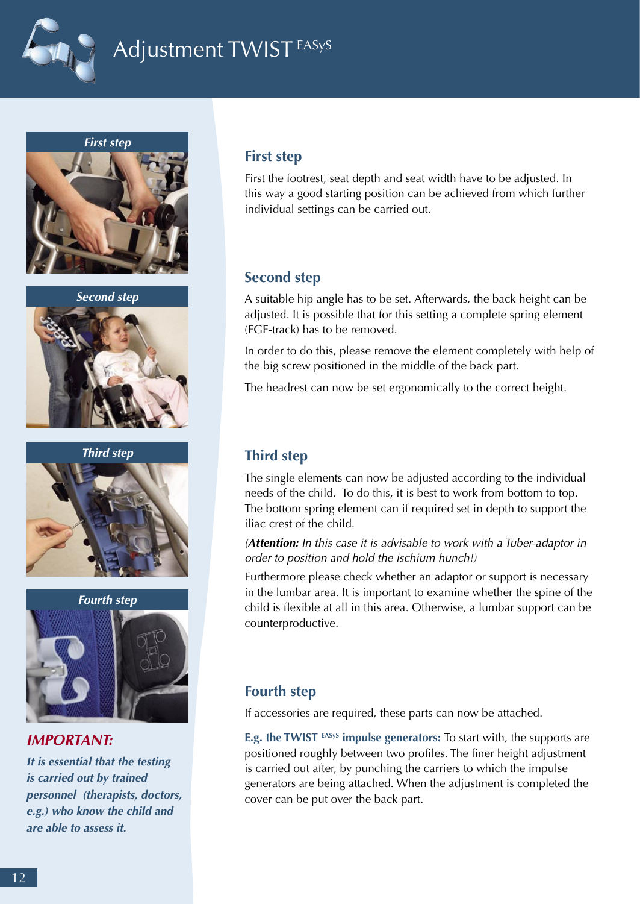# Adjustment TWIST EASyS

## First step

First the footrest, seat depth and seat width have to be adjusted. In this way a good starting position can be achieved from which further individual settings can be carried out.

## Second step

A suitable hip angle has to be set. Afterwards, the back height can be adjusted. It is possible that for this setting a complete spring element (FGF-track) has to be removed.

In order to do this, please remove the element completely with help of the big screw positioned in the middle of the back part.

The headrest can now be set ergonomically to the correct height.

## Third step

The single elements can now be adjusted according to the individual needs of the child. To do this, it is best to work from bottom to top. The bottom spring element can if required set in depth to support the iliac crest of the child.

*(**Attention:** In this case it is advisable to work with a Tuber-adaptor in order to position and hold the ischium hunch!)*

Furthermore please check whether an adaptor or support is necessary in the lumbar area. It is important to examine whether the spine of the child is flexible at all in this area. Otherwise, a lumbar support can be counterproductive.

## Fourth step

If accessories are required, these parts can now be attached.

**E.g. the TWIST EASyS impulse generators:** To start with, the supports are positioned roughly between two profiles. The finer height adjustment is carried out after, by punching the carriers to which the impulse generators are being attached. When the adjustment is completed the cover can be put over the back part.

***IMPORTANT:***

***It is essential that the testing is carried out by trained personnel (therapists, doctors, e.g.) who know the child and are able to assess it.***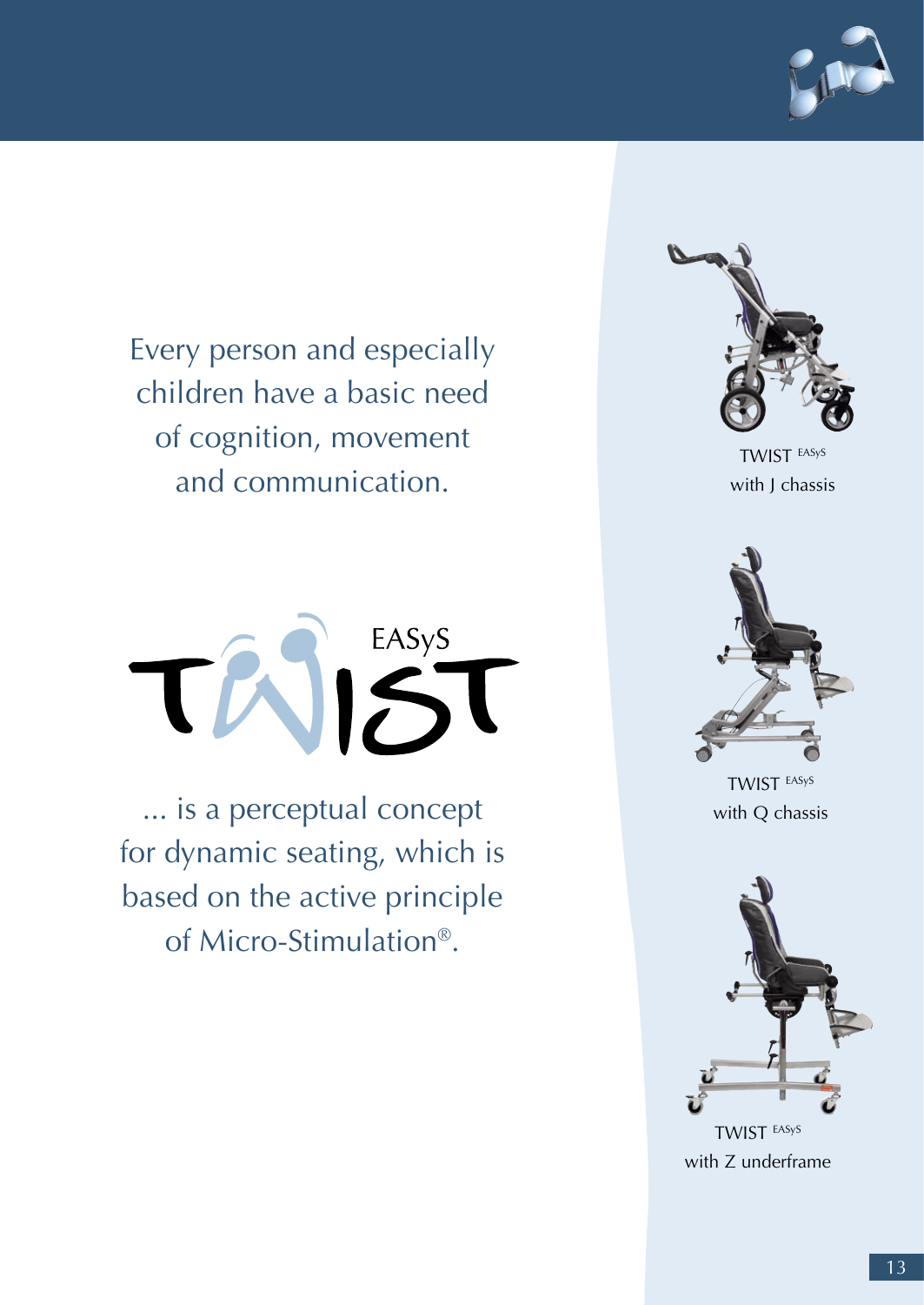Every person and especially children have a basic need of cognition, movement and communication.

TWIST EASyS

... is a perceptual concept for dynamic seating, which is based on the active principle of Micro-Stimulation®.

TWIST EASyS with J chassis

TWIST EASyS with Q chassis

TWIST EASyS with Z underframe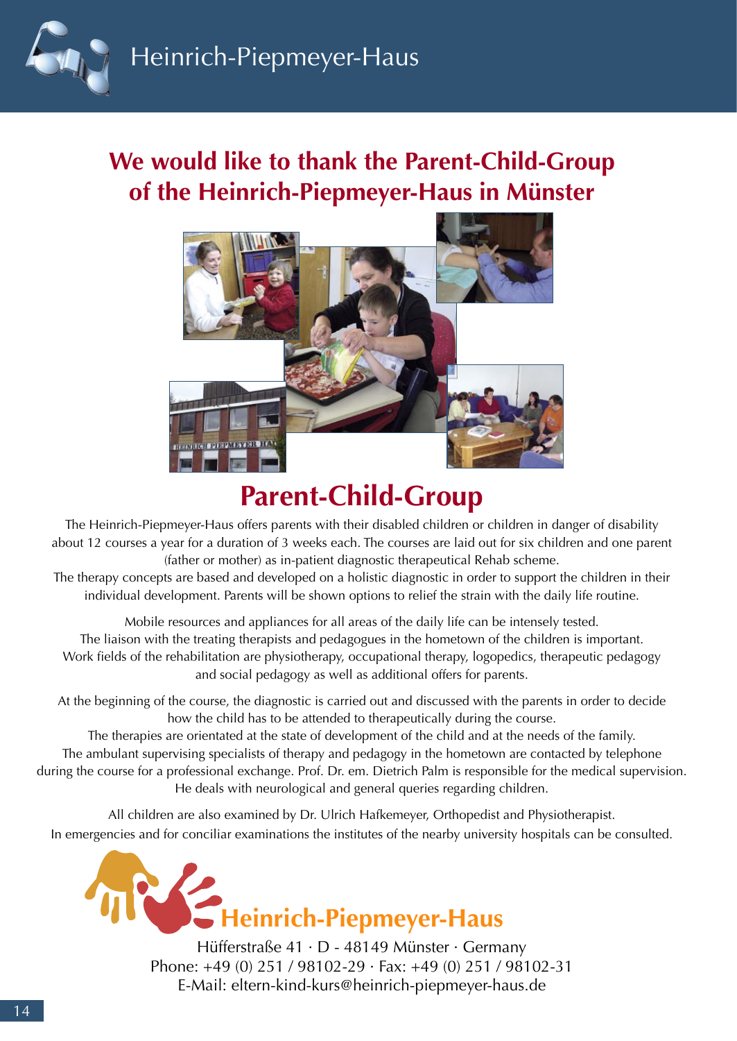## We would like to thank the Parent-Child-Group of the Heinrich-Piepmeyer-Haus in Münster

# Parent-Child-Group

The Heinrich-Piepmeyer-Haus offers parents with their disabled children or children in danger of disability about 12 courses a year for a duration of 3 weeks each. The courses are laid out for six children and one parent (father or mother) as in-patient diagnostic therapeutical Rehab scheme.
The therapy concepts are based and developed on a holistic diagnostic in order to support the children in their individual development. Parents will be shown options to relief the strain with the daily life routine.

Mobile resources and appliances for all areas of the daily life can be intensely tested.
The liaison with the treating therapists and pedagogues in the hometown of the children is important.
Work fields of the rehabilitation are physiotherapy, occupational therapy, logopedics, therapeutic pedagogy and social pedagogy as well as additional offers for parents.

At the beginning of the course, the diagnostic is carried out and discussed with the parents in order to decide how the child has to be attended to therapeutically during the course.
The therapies are orientated at the state of development of the child and at the needs of the family.
The ambulant supervising specialists of therapy and pedagogy in the hometown are contacted by telephone during the course for a professional exchange. Prof. Dr. em. Dietrich Palm is responsible for the medical supervision. He deals with neurological and general queries regarding children.

All children are also examined by Dr. Ulrich Hafkemeyer, Orthopedist and Physiotherapist.
In emergencies and for conciliar examinations the institutes of the nearby university hospitals can be consulted.

**Heinrich-Piepmeyer-Haus**

Hüfferstraße 41 · D - 48149 Münster · Germany
Phone: +49 (0) 251 / 98102-29 · Fax: +49 (0) 251 / 98102-31
E-Mail: eltern-kind-kurs@heinrich-piepmeyer-haus.de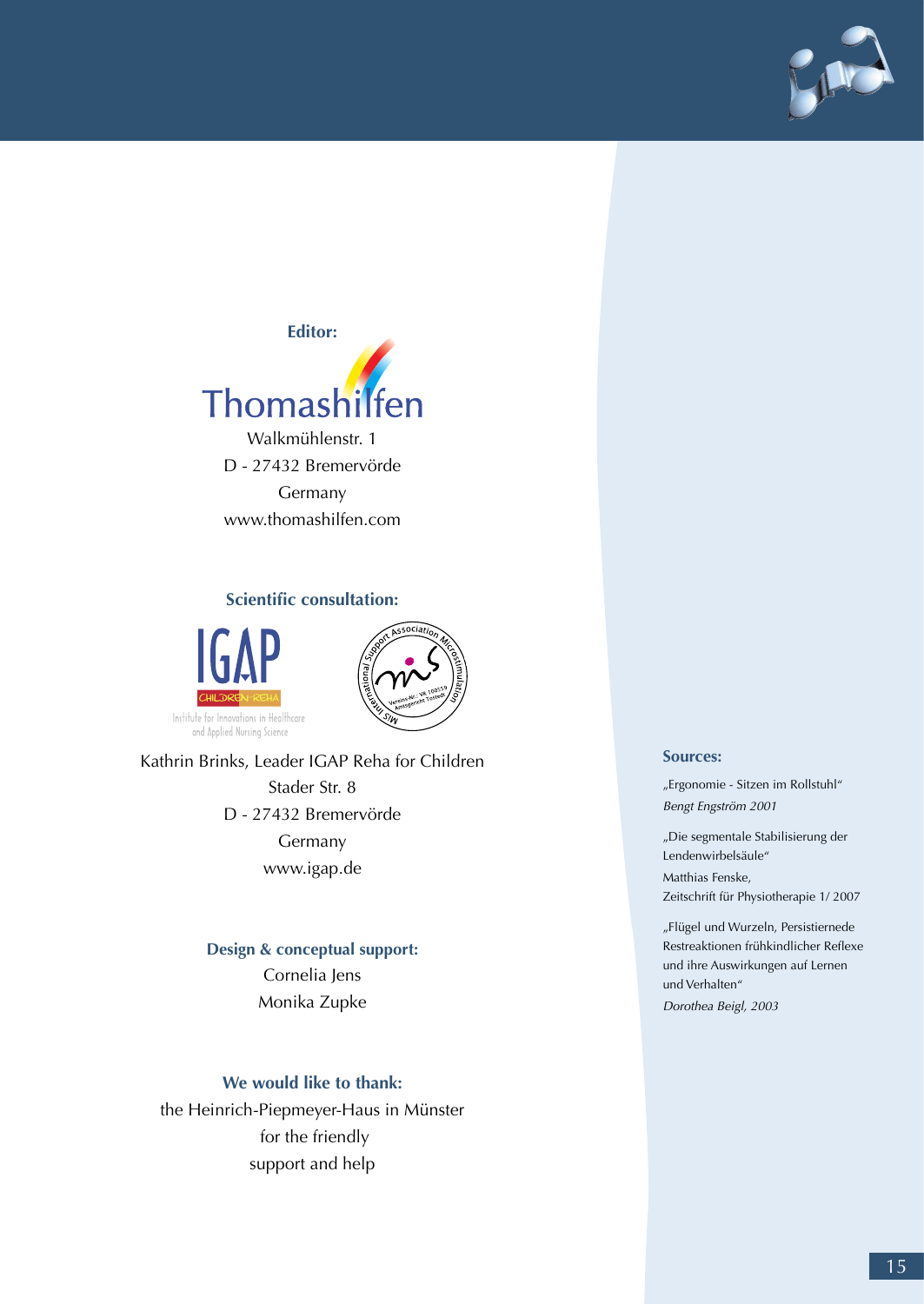**Editor:**

Thomashilfen

Walkmühlenstr. 1
D - 27432 Bremervörde
Germany
www.thomashilfen.com

**Scientific consultation:**

IGAP CHILDREN-REHA
Institute for Innovations in Healthcare and Applied Nursing Science

MIS International Support Association Microstimulation

Kathrin Brinks, Leader IGAP Reha for Children
Stader Str. 8
D - 27432 Bremervörde
Germany
www.igap.de

**Design & conceptual support:**

Cornelia Jens
Monika Zupke

**We would like to thank:**

the Heinrich-Piepmeyer-Haus in Münster for the friendly support and help

**Sources:**

„Ergonomie - Sitzen im Rollstuhl"
*Bengt Engström 2001*

„Die segmentale Stabilisierung der Lendenwirbelsäule"
Matthias Fenske,
Zeitschrift für Physiotherapie 1/ 2007

„Flügel und Wurzeln, Persistiernede Restreaktionen frühkindlicher Reflexe und ihre Auswirkungen auf Lernen und Verhalten"
*Dorothea Beigl, 2003*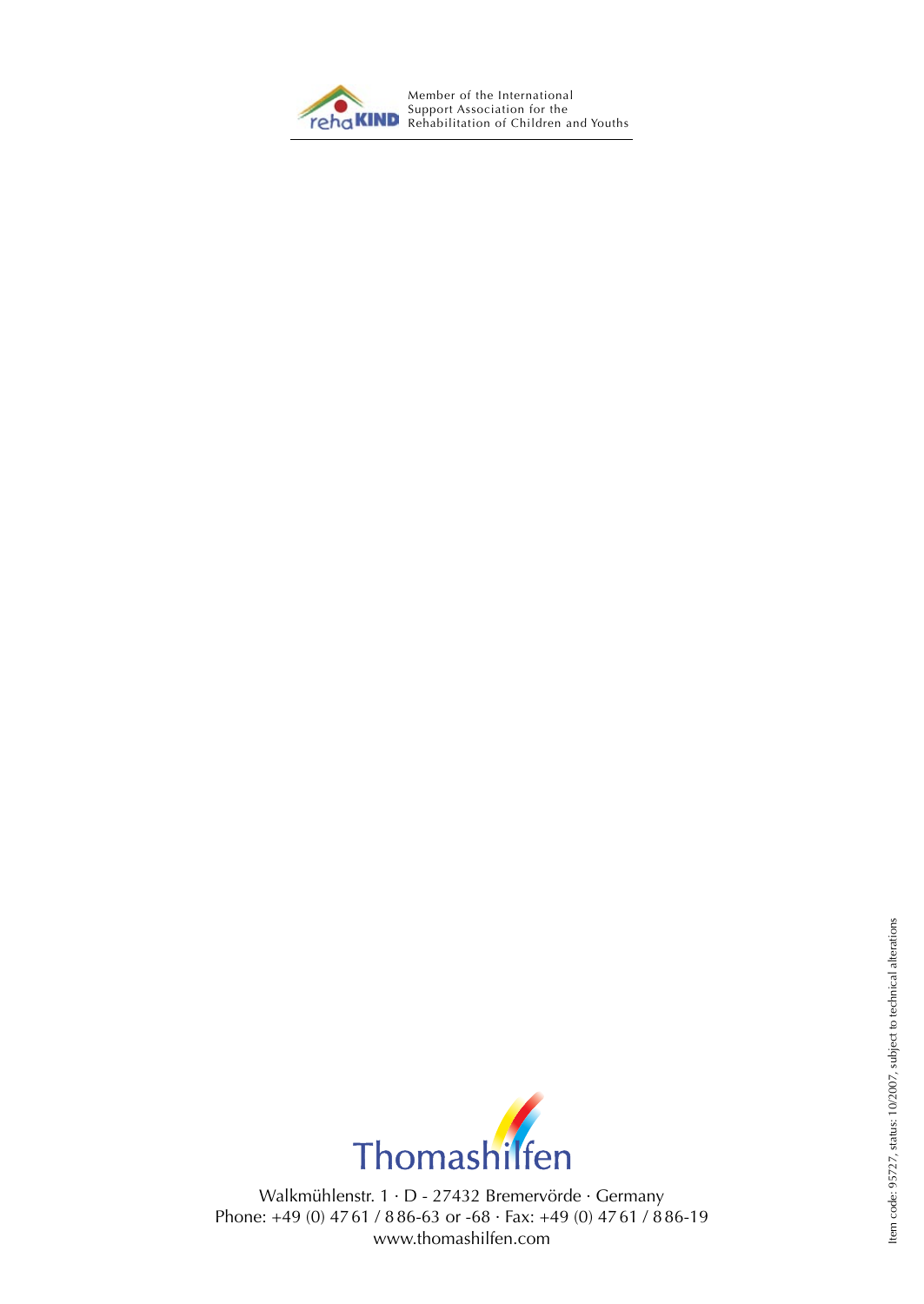rehaKIND

Member of the International
Support Association for the
Rehabilitation of Children and Youths

Thomashilfen

Walkmühlenstr. 1 · D - 27432 Bremervörde · Germany
Phone: +49 (0) 47 61 / 8 86-63 or -68 · Fax: +49 (0) 47 61 / 8 86-19
www.thomashilfen.com

Item code: 95727, status: 10/2007, subject to technical alterations